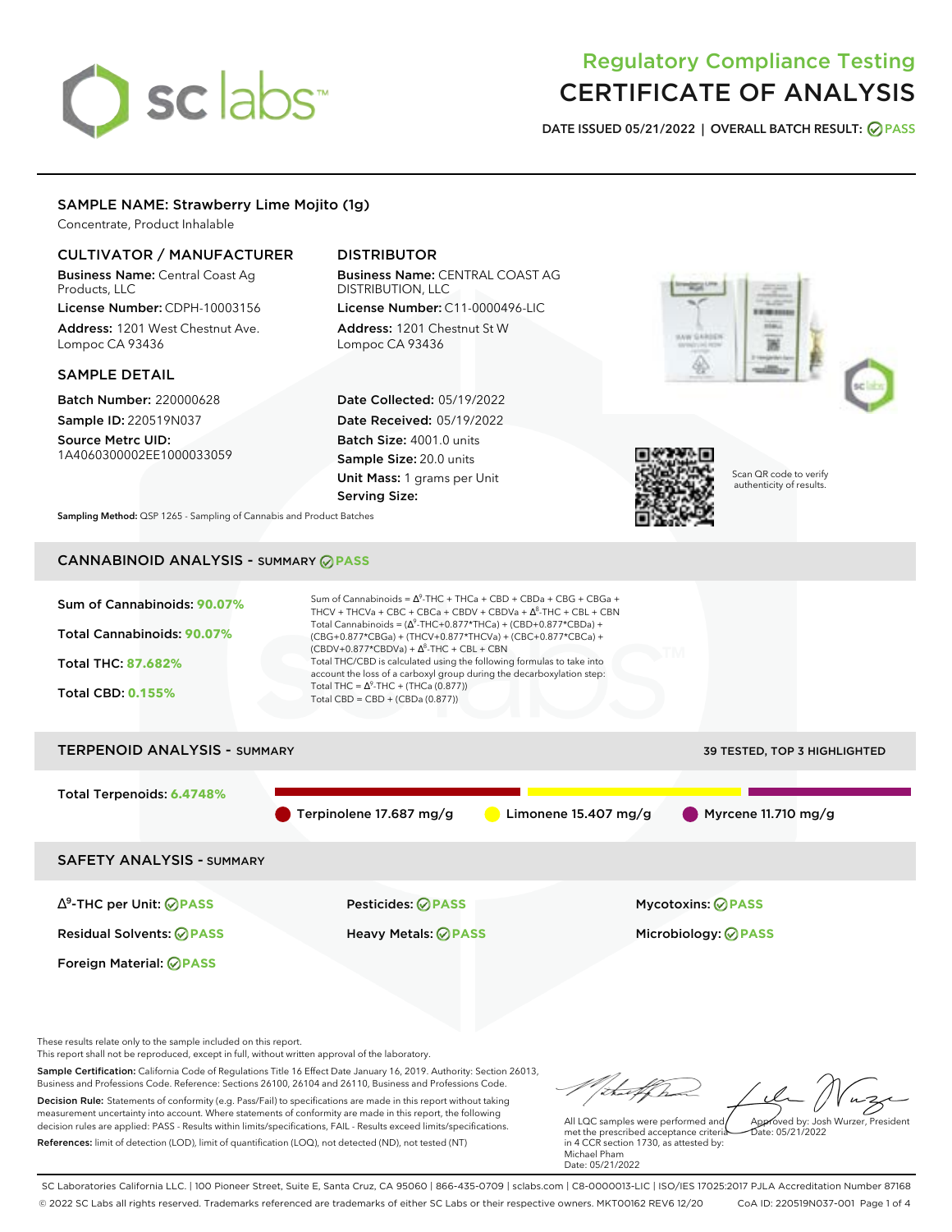sc labs

# Regulatory Compliance Testing
# CERTIFICATE OF ANALYSIS

**DATE ISSUED 05/21/2022 | OVERALL BATCH RESULT: PASS**

## SAMPLE NAME: Strawberry Lime Mojito (1g)

Concentrate, Product Inhalable

### CULTIVATOR / MANUFACTURER

**Business Name:** Central Coast Ag Products, LLC
**License Number:** CDPH-10003156
**Address:** 1201 West Chestnut Ave. Lompoc CA 93436

### DISTRIBUTOR

**Business Name:** CENTRAL COAST AG DISTRIBUTION, LLC
**License Number:** C11-0000496-LIC
**Address:** 1201 Chestnut St W Lompoc CA 93436

### SAMPLE DETAIL

**Batch Number:** 220000628
**Sample ID:** 220519N037
**Source Metrc UID:** 1A4060300002EE1000033059

**Date Collected:** 05/19/2022
**Date Received:** 05/19/2022
**Batch Size:** 4001.0 units
**Sample Size:** 20.0 units
**Unit Mass:** 1 grams per Unit
**Serving Size:**

Scan QR code to verify authenticity of results.

**Sampling Method:** QSP 1265 - Sampling of Cannabis and Product Batches

## CANNABINOID ANALYSIS - SUMMARY PASS

**Sum of Cannabinoids:** 90.07%
**Total Cannabinoids:** 90.07%
**Total THC:** 87.682%
**Total CBD:** 0.155%

Sum of Cannabinoids = $\Delta^9$-THC + THCa + CBD + CBDa + CBG + CBGa + THCV + THCVa + CBC + CBCa + CBDV + CBDVa + $\Delta^8$-THC + CBL + CBN
Total Cannabinoids = ($\Delta^9$-THC+0.877*THCa) + (CBD+0.877*CBDa) + (CBG+0.877*CBGa) + (THCV+0.877*THCVa) + (CBC+0.877*CBCa) + (CBDV+0.877*CBDVa) + $\Delta^8$-THC + CBL + CBN
Total THC/CBD is calculated using the following formulas to take into account the loss of a carboxyl group during the decarboxylation step:
Total THC = $\Delta^9$-THC + (THCa (0.877))
Total CBD = CBD + (CBDa (0.877))

## TERPENOID ANALYSIS - SUMMARY

39 TESTED, TOP 3 HIGHLIGHTED

**Total Terpenoids:** 6.4748%

Terpinolene 17.687 mg/g | Limonene 15.407 mg/g | Myrcene 11.710 mg/g

## SAFETY ANALYSIS - SUMMARY

| | | |
|---|---|---|
| $\Delta^9$-THC per Unit: PASS | Pesticides: PASS | Mycotoxins: PASS |
| Residual Solvents: PASS | Heavy Metals: PASS | Microbiology: PASS |
| Foreign Material: PASS | | |

These results relate only to the sample included on this report.
This report shall not be reproduced, except in full, without written approval of the laboratory.

**Sample Certification:** California Code of Regulations Title 16 Effect Date January 16, 2019. Authority: Section 26013, Business and Professions Code. Reference: Sections 26100, 26104 and 26110, Business and Professions Code.

**Decision Rule:** Statements of conformity (e.g. Pass/Fail) to specifications are made in this report without taking measurement uncertainty into account. Where statements of conformity are made in this report, the following decision rules are applied: PASS - Results within limits/specifications, FAIL - Results exceed limits/specifications.

**References:** limit of detection (LOD), limit of quantification (LOQ), not detected (ND), not tested (NT)

All LQC samples were performed and met the prescribed acceptance criteria in 4 CCR section 1730, as attested by: Michael Pham
Date: 05/21/2022

Approved by: Josh Wurzer, President
Date: 05/21/2022

SC Laboratories California LLC. | 100 Pioneer Street, Suite E, Santa Cruz, CA 95060 | 866-435-0709 | sclabs.com | C8-0000013-LIC | ISO/IES 17025:2017 PJLA Accreditation Number 87168
© 2022 SC Labs all rights reserved. Trademarks referenced are trademarks of either SC Labs or their respective owners. MKT00162 REV6 12/20 CoA ID: 220519N037-001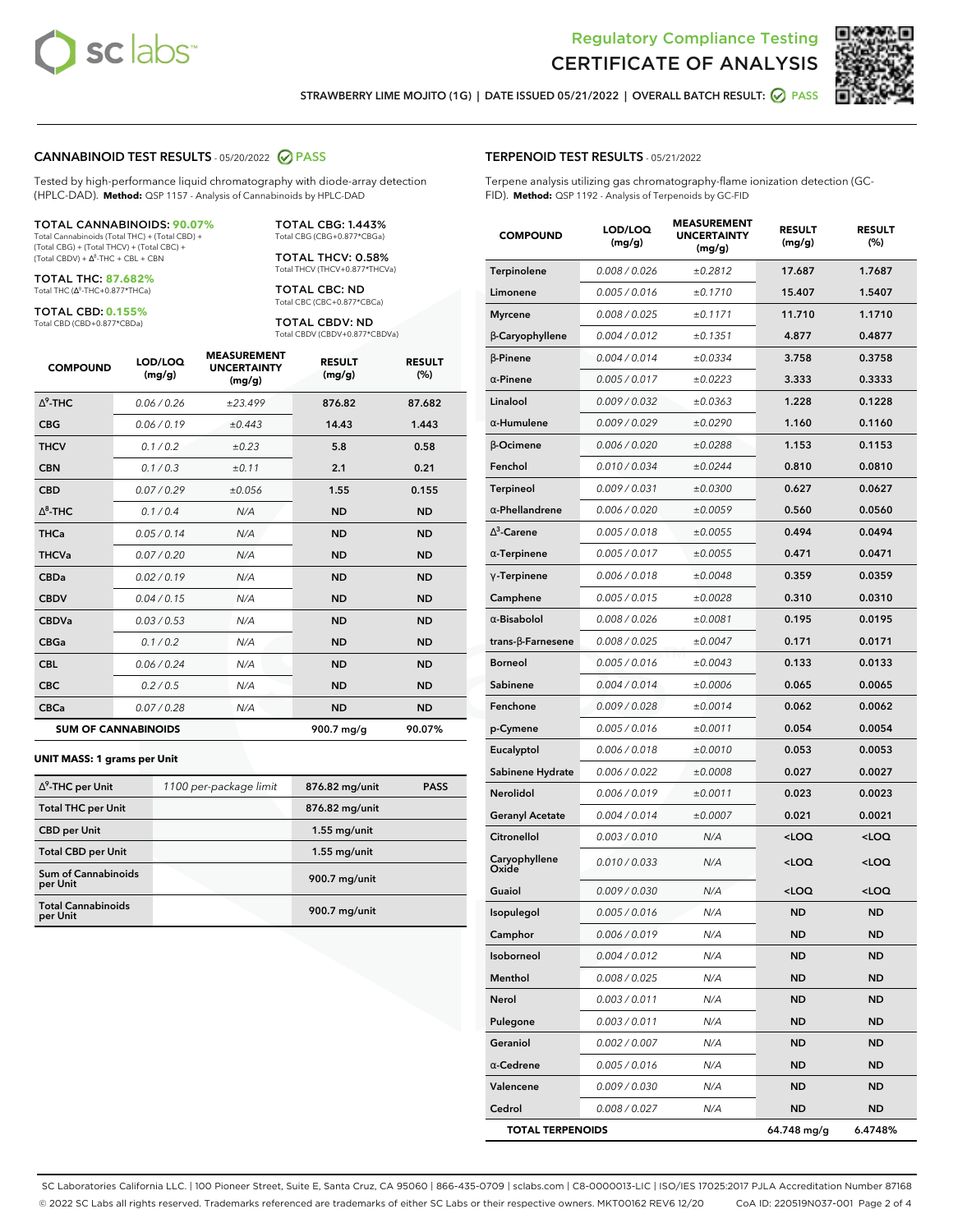# Regulatory Compliance Testing
# CERTIFICATE OF ANALYSIS

STRAWBERRY LIME MOJITO (1G) | DATE ISSUED 05/21/2022 | OVERALL BATCH RESULT: PASS

## CANNABINOID TEST RESULTS - 05/20/2022 PASS

Tested by high-performance liquid chromatography with diode-array detection (HPLC-DAD). **Method:** QSP 1157 - Analysis of Cannabinoids by HPLC-DAD

**TOTAL CANNABINOIDS: 90.07%**
Total Cannabinoids (Total THC) + (Total CBD) + (Total CBG) + (Total THCV) + (Total CBC) + (Total CBDV) + $\Delta^8$-THC + CBL + CBN

**TOTAL THC: 87.682%**
Total THC ($\Delta^9$-THC+0.877*THCa)

**TOTAL CBD: 0.155%**
Total CBD (CBD+0.877*CBDa)

**TOTAL CBG: 1.443%**
Total CBG (CBG+0.877*CBGa)

**TOTAL THCV: 0.58%**
Total THCV (THCV+0.877*THCVa)

**TOTAL CBC: ND**
Total CBC (CBC+0.877*CBCa)

**TOTAL CBDV: ND**
Total CBDV (CBDV+0.877*CBDVa)

| COMPOUND | LOD/LOQ (mg/g) | MEASUREMENT UNCERTAINTY (mg/g) | RESULT (mg/g) | RESULT (%) |
|---|---|---|---|---|
| $\Delta^9$-THC | 0.06 / 0.26 | ±23.499 | 876.82 | 87.682 |
| CBG | 0.06 / 0.19 | ±0.443 | 14.43 | 1.443 |
| THCV | 0.1 / 0.2 | ±0.23 | 5.8 | 0.58 |
| CBN | 0.1 / 0.3 | ±0.11 | 2.1 | 0.21 |
| CBD | 0.07 / 0.29 | ±0.056 | 1.55 | 0.155 |
| $\Delta^8$-THC | 0.1 / 0.4 | N/A | ND | ND |
| THCa | 0.05 / 0.14 | N/A | ND | ND |
| THCVa | 0.07 / 0.20 | N/A | ND | ND |
| CBDa | 0.02 / 0.19 | N/A | ND | ND |
| CBDV | 0.04 / 0.15 | N/A | ND | ND |
| CBDVa | 0.03 / 0.53 | N/A | ND | ND |
| CBGa | 0.1 / 0.2 | N/A | ND | ND |
| CBL | 0.06 / 0.24 | N/A | ND | ND |
| CBC | 0.2 / 0.5 | N/A | ND | ND |
| CBCa | 0.07 / 0.28 | N/A | ND | ND |
| **SUM OF CANNABINOIDS** | | | 900.7 mg/g | 90.07% |

**UNIT MASS: 1 grams per Unit**

| | | | |
|---|---|---|---|
| $\Delta^9$-THC per Unit | 1100 per-package limit | 876.82 mg/unit | PASS |
| Total THC per Unit | | 876.82 mg/unit | |
| CBD per Unit | | 1.55 mg/unit | |
| Total CBD per Unit | | 1.55 mg/unit | |
| Sum of Cannabinoids per Unit | | 900.7 mg/unit | |
| Total Cannabinoids per Unit | | 900.7 mg/unit | |

## TERPENOID TEST RESULTS - 05/21/2022

Terpene analysis utilizing gas chromatography-flame ionization detection (GC-FID). **Method:** QSP 1192 - Analysis of Terpenoids by GC-FID

| COMPOUND | LOD/LOQ (mg/g) | MEASUREMENT UNCERTAINTY (mg/g) | RESULT (mg/g) | RESULT (%) |
|---|---|---|---|---|
| Terpinolene | 0.008 / 0.026 | ±0.2812 | 17.687 | 1.7687 |
| Limonene | 0.005 / 0.016 | ±0.1710 | 15.407 | 1.5407 |
| Myrcene | 0.008 / 0.025 | ±0.1171 | 11.710 | 1.1710 |
| β-Caryophyllene | 0.004 / 0.012 | ±0.1351 | 4.877 | 0.4877 |
| β-Pinene | 0.004 / 0.014 | ±0.0334 | 3.758 | 0.3758 |
| α-Pinene | 0.005 / 0.017 | ±0.0223 | 3.333 | 0.3333 |
| Linalool | 0.009 / 0.032 | ±0.0363 | 1.228 | 0.1228 |
| α-Humulene | 0.009 / 0.029 | ±0.0290 | 1.160 | 0.1160 |
| β-Ocimene | 0.006 / 0.020 | ±0.0288 | 1.153 | 0.1153 |
| Fenchol | 0.010 / 0.034 | ±0.0244 | 0.810 | 0.0810 |
| Terpineol | 0.009 / 0.031 | ±0.0300 | 0.627 | 0.0627 |
| α-Phellandrene | 0.006 / 0.020 | ±0.0059 | 0.560 | 0.0560 |
| $\Delta^3$-Carene | 0.005 / 0.018 | ±0.0055 | 0.494 | 0.0494 |
| α-Terpinene | 0.005 / 0.017 | ±0.0055 | 0.471 | 0.0471 |
| γ-Terpinene | 0.006 / 0.018 | ±0.0048 | 0.359 | 0.0359 |
| Camphene | 0.005 / 0.015 | ±0.0028 | 0.310 | 0.0310 |
| α-Bisabolol | 0.008 / 0.026 | ±0.0081 | 0.195 | 0.0195 |
| trans-β-Farnesene | 0.008 / 0.025 | ±0.0047 | 0.171 | 0.0171 |
| Borneol | 0.005 / 0.016 | ±0.0043 | 0.133 | 0.0133 |
| Sabinene | 0.004 / 0.014 | ±0.0006 | 0.065 | 0.0065 |
| Fenchone | 0.009 / 0.028 | ±0.0014 | 0.062 | 0.0062 |
| p-Cymene | 0.005 / 0.016 | ±0.0011 | 0.054 | 0.0054 |
| Eucalyptol | 0.006 / 0.018 | ±0.0010 | 0.053 | 0.0053 |
| Sabinene Hydrate | 0.006 / 0.022 | ±0.0008 | 0.027 | 0.0027 |
| Nerolidol | 0.006 / 0.019 | ±0.0011 | 0.023 | 0.0023 |
| Geranyl Acetate | 0.004 / 0.014 | ±0.0007 | 0.021 | 0.0021 |
| Citronellol | 0.003 / 0.010 | N/A | <LOQ | <LOQ |
| Caryophyllene Oxide | 0.010 / 0.033 | N/A | <LOQ | <LOQ |
| Guaiol | 0.009 / 0.030 | N/A | <LOQ | <LOQ |
| Isopulegol | 0.005 / 0.016 | N/A | ND | ND |
| Camphor | 0.006 / 0.019 | N/A | ND | ND |
| Isoborneol | 0.004 / 0.012 | N/A | ND | ND |
| Menthol | 0.008 / 0.025 | N/A | ND | ND |
| Nerol | 0.003 / 0.011 | N/A | ND | ND |
| Pulegone | 0.003 / 0.011 | N/A | ND | ND |
| Geraniol | 0.002 / 0.007 | N/A | ND | ND |
| α-Cedrene | 0.005 / 0.016 | N/A | ND | ND |
| Valencene | 0.009 / 0.030 | N/A | ND | ND |
| Cedrol | 0.008 / 0.027 | N/A | ND | ND |
| **TOTAL TERPENOIDS** | | | 64.748 mg/g | 6.4748% |

SC Laboratories California LLC. | 100 Pioneer Street, Suite E, Santa Cruz, CA 95060 | 866-435-0709 | sclabs.com | C8-0000013-LIC | ISO/IES 17025:2017 PJLA Accreditation Number 87168
© 2022 SC Labs all rights reserved. Trademarks referenced are trademarks of either SC Labs or their respective owners. MKT00162 REV6 12/20 CoA ID: 220519N037-001